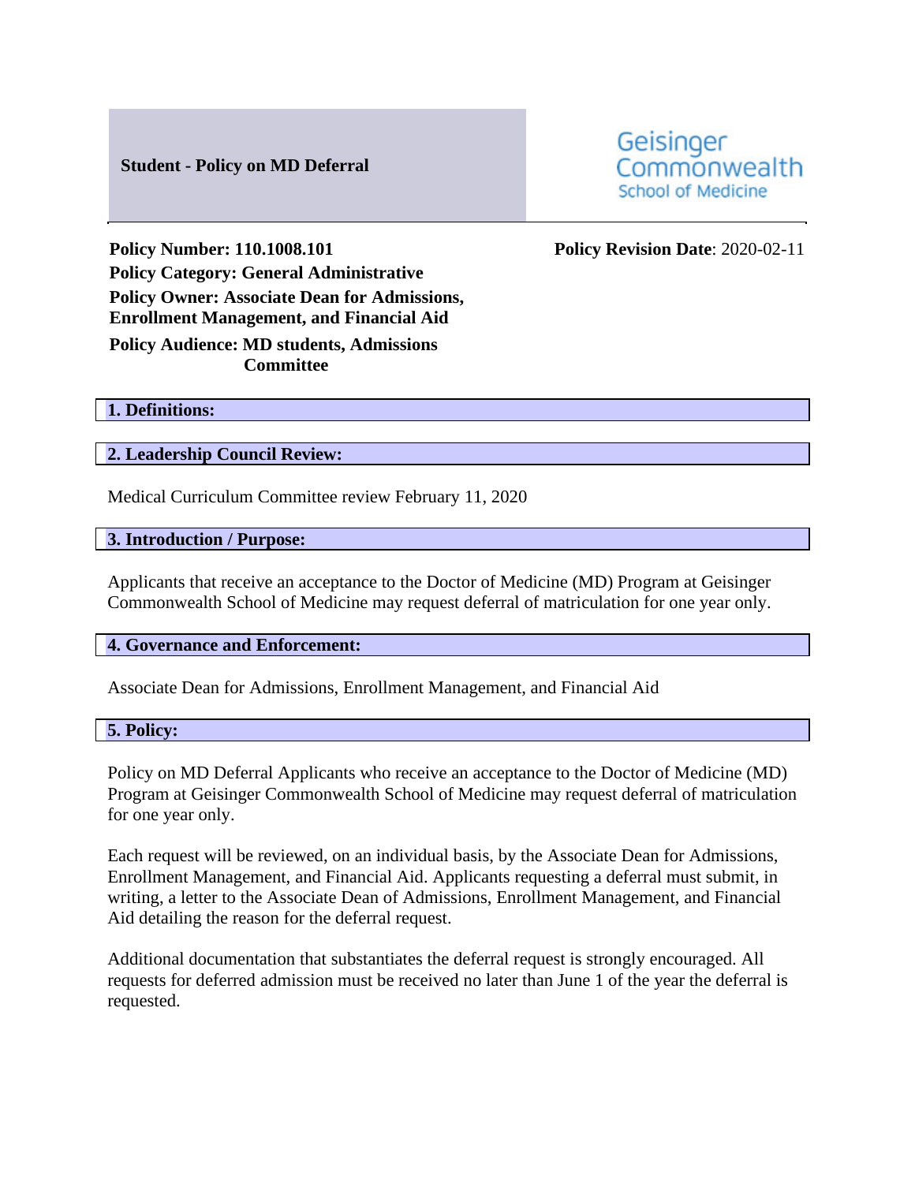**Student - Policy on MD Deferral**

Geisinger Commonwealth School of Medicine

**Policy Number: 110.1008.101**

**Policy Revision Date**: 2020-02-11

**Policy Category: General Administrative**

**Policy Owner: Associate Dean for Admissions, Enrollment Management, and Financial Aid**

**Policy Audience: MD students, Admissions Committee**

## 1. Definitions:

## 2. Leadership Council Review:

Medical Curriculum Committee review February 11, 2020

## 3. Introduction / Purpose:

Applicants that receive an acceptance to the Doctor of Medicine (MD) Program at Geisinger Commonwealth School of Medicine may request deferral of matriculation for one year only.

## 4. Governance and Enforcement:

Associate Dean for Admissions, Enrollment Management, and Financial Aid

## 5. Policy:

Policy on MD Deferral Applicants who receive an acceptance to the Doctor of Medicine (MD) Program at Geisinger Commonwealth School of Medicine may request deferral of matriculation for one year only.

Each request will be reviewed, on an individual basis, by the Associate Dean for Admissions, Enrollment Management, and Financial Aid. Applicants requesting a deferral must submit, in writing, a letter to the Associate Dean of Admissions, Enrollment Management, and Financial Aid detailing the reason for the deferral request.

Additional documentation that substantiates the deferral request is strongly encouraged. All requests for deferred admission must be received no later than June 1 of the year the deferral is requested.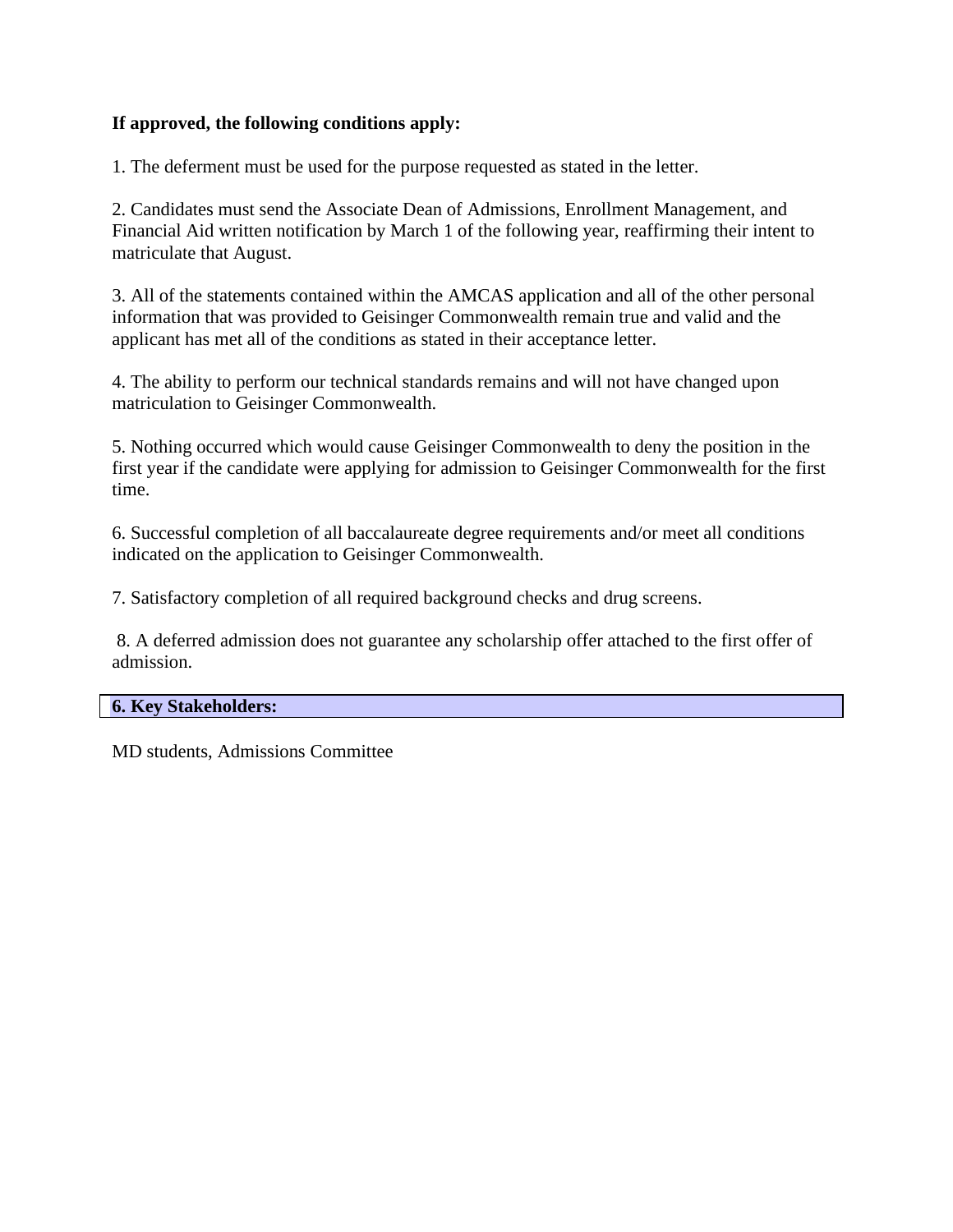**If approved, the following conditions apply:**

1. The deferment must be used for the purpose requested as stated in the letter.

2. Candidates must send the Associate Dean of Admissions, Enrollment Management, and Financial Aid written notification by March 1 of the following year, reaffirming their intent to matriculate that August.

3. All of the statements contained within the AMCAS application and all of the other personal information that was provided to Geisinger Commonwealth remain true and valid and the applicant has met all of the conditions as stated in their acceptance letter.

4. The ability to perform our technical standards remains and will not have changed upon matriculation to Geisinger Commonwealth.

5. Nothing occurred which would cause Geisinger Commonwealth to deny the position in the first year if the candidate were applying for admission to Geisinger Commonwealth for the first time.

6. Successful completion of all baccalaureate degree requirements and/or meet all conditions indicated on the application to Geisinger Commonwealth.

7. Satisfactory completion of all required background checks and drug screens.

8. A deferred admission does not guarantee any scholarship offer attached to the first offer of admission.

## 6. Key Stakeholders:

MD students, Admissions Committee